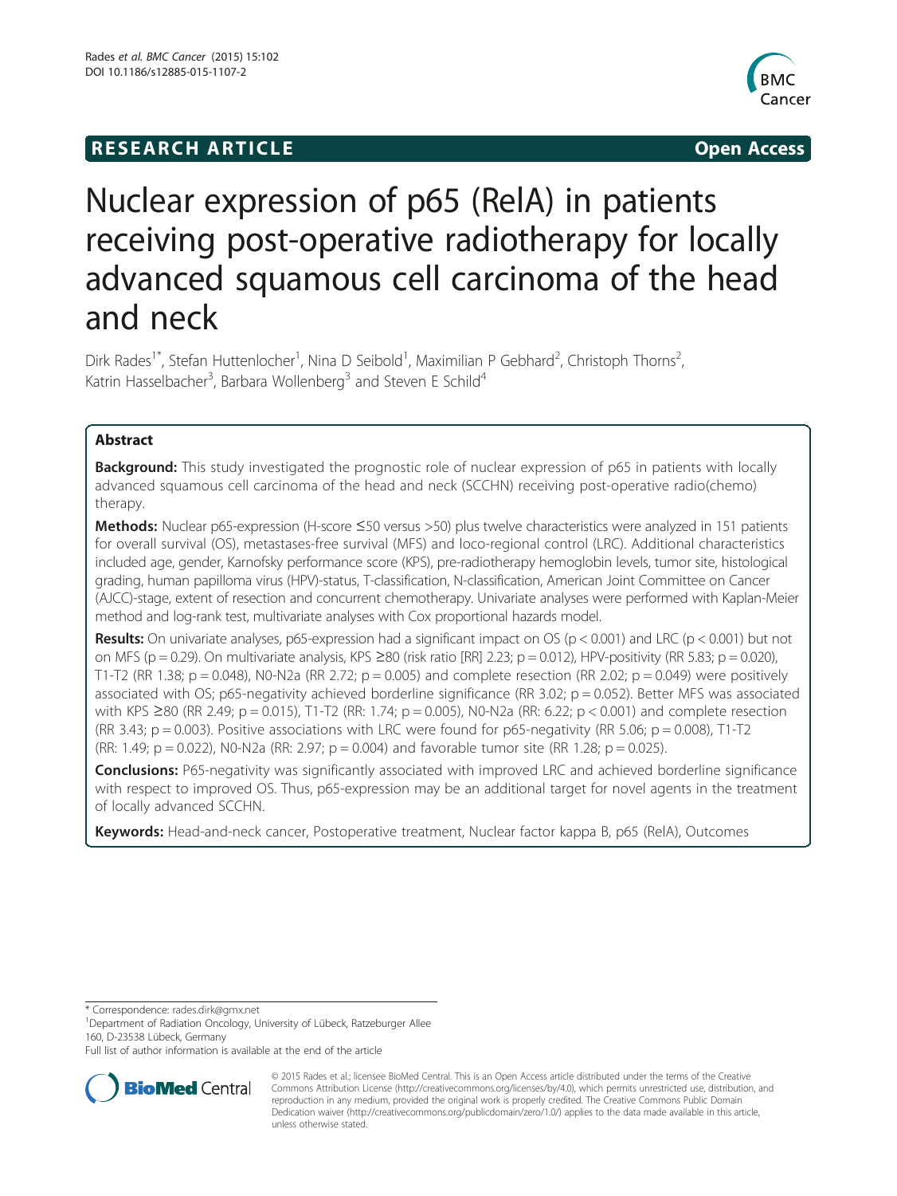RESEARCH ARTICLE

Open Access

# Nuclear expression of p65 (RelA) in patients receiving post-operative radiotherapy for locally advanced squamous cell carcinoma of the head and neck

Dirk Rades[1*], Stefan Huttenlocher[1], Nina D Seibold[1], Maximilian P Gebhard[2], Christoph Thorns[2], Katrin Hasselbacher[3], Barbara Wollenberg[3] and Steven E Schild[4]

## Abstract

**Background:** This study investigated the prognostic role of nuclear expression of p65 in patients with locally advanced squamous cell carcinoma of the head and neck (SCCHN) receiving post-operative radio(chemo) therapy.

**Methods:** Nuclear p65-expression (H-score ≤50 versus >50) plus twelve characteristics were analyzed in 151 patients for overall survival (OS), metastases-free survival (MFS) and loco-regional control (LRC). Additional characteristics included age, gender, Karnofsky performance score (KPS), pre-radiotherapy hemoglobin levels, tumor site, histological grading, human papilloma virus (HPV)-status, T-classification, N-classification, American Joint Committee on Cancer (AJCC)-stage, extent of resection and concurrent chemotherapy. Univariate analyses were performed with Kaplan-Meier method and log-rank test, multivariate analyses with Cox proportional hazards model.

**Results:** On univariate analyses, p65-expression had a significant impact on OS ($p < 0.001$) and LRC ($p < 0.001$) but not on MFS ($p = 0.29$). On multivariate analysis, KPS ≥80 (risk ratio [RR] 2.23; $p = 0.012$), HPV-positivity (RR 5.83; $p = 0.020$), T1-T2 (RR 1.38; $p = 0.048$), N0-N2a (RR 2.72; $p = 0.005$) and complete resection (RR 2.02; $p = 0.049$) were positively associated with OS; p65-negativity achieved borderline significance (RR 3.02; $p = 0.052$). Better MFS was associated with KPS ≥80 (RR 2.49; $p = 0.015$), T1-T2 (RR: 1.74; $p = 0.005$), N0-N2a (RR: 6.22; $p < 0.001$) and complete resection (RR 3.43; $p = 0.003$). Positive associations with LRC were found for p65-negativity (RR 5.06; $p = 0.008$), T1-T2 (RR: 1.49; $p = 0.022$), N0-N2a (RR: 2.97; $p = 0.004$) and favorable tumor site (RR 1.28; $p = 0.025$).

**Conclusions:** P65-negativity was significantly associated with improved LRC and achieved borderline significance with respect to improved OS. Thus, p65-expression may be an additional target for novel agents in the treatment of locally advanced SCCHN.

**Keywords:** Head-and-neck cancer, Postoperative treatment, Nuclear factor kappa B, p65 (RelA), Outcomes

---

* Correspondence: rades.dirk@gmx.net

[1]Department of Radiation Oncology, University of Lübeck, Ratzeburger Allee 160, D-23538 Lübeck, Germany

Full list of author information is available at the end of the article

© 2015 Rades et al.; licensee BioMed Central. This is an Open Access article distributed under the terms of the Creative Commons Attribution License (http://creativecommons.org/licenses/by/4.0), which permits unrestricted use, distribution, and reproduction in any medium, provided the original work is properly credited. The Creative Commons Public Domain Dedication waiver (http://creativecommons.org/publicdomain/zero/1.0/) applies to the data made available in this article, unless otherwise stated.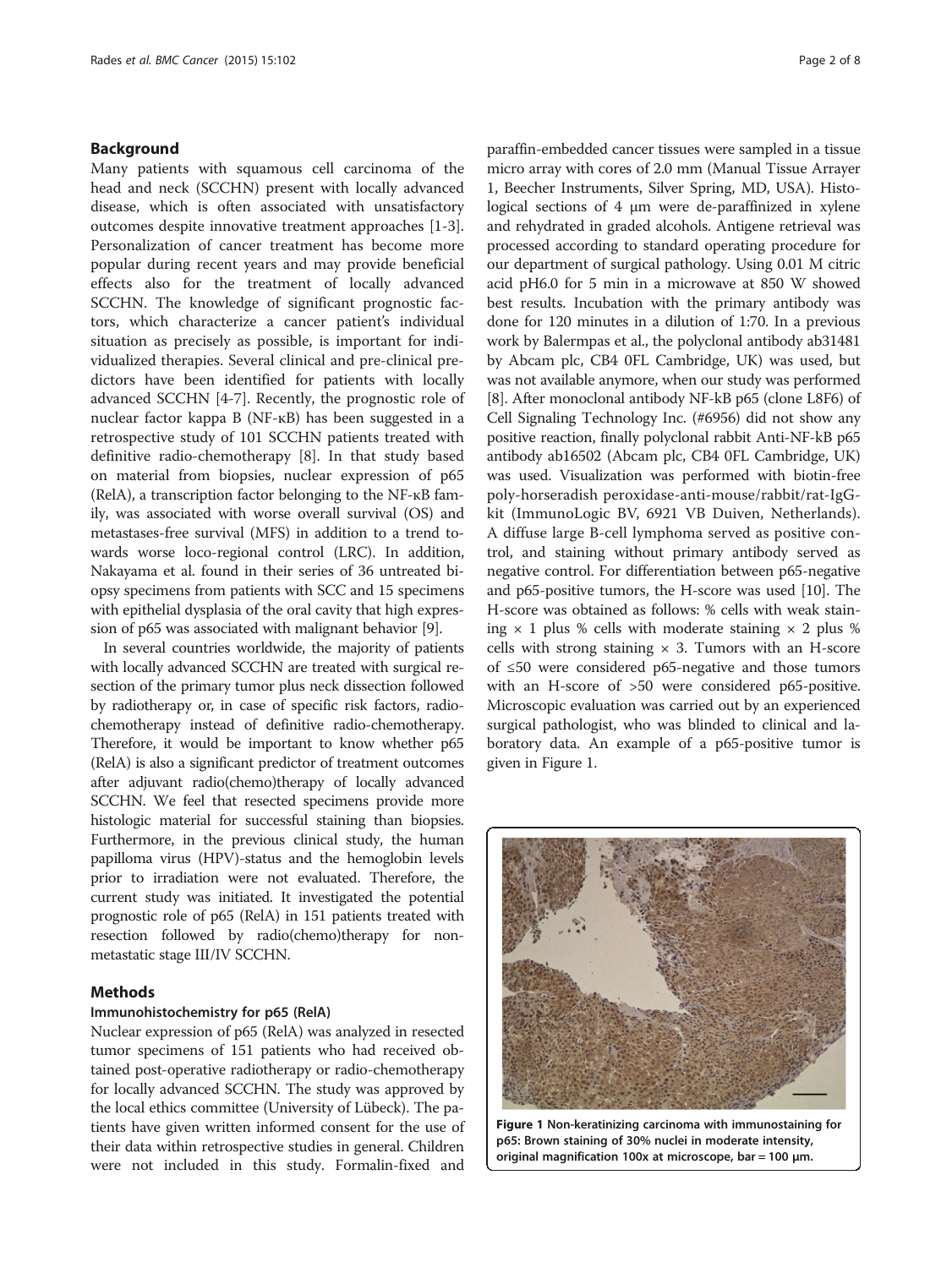## Background

Many patients with squamous cell carcinoma of the head and neck (SCCHN) present with locally advanced disease, which is often associated with unsatisfactory outcomes despite innovative treatment approaches [1-3]. Personalization of cancer treatment has become more popular during recent years and may provide beneficial effects also for the treatment of locally advanced SCCHN. The knowledge of significant prognostic factors, which characterize a cancer patient's individual situation as precisely as possible, is important for individualized therapies. Several clinical and pre-clinical predictors have been identified for patients with locally advanced SCCHN [4-7]. Recently, the prognostic role of nuclear factor kappa B (NF-κB) has been suggested in a retrospective study of 101 SCCHN patients treated with definitive radio-chemotherapy [8]. In that study based on material from biopsies, nuclear expression of p65 (RelA), a transcription factor belonging to the NF-κB family, was associated with worse overall survival (OS) and metastases-free survival (MFS) in addition to a trend towards worse loco-regional control (LRC). In addition, Nakayama et al. found in their series of 36 untreated biopsy specimens from patients with SCC and 15 specimens with epithelial dysplasia of the oral cavity that high expression of p65 was associated with malignant behavior [9].

In several countries worldwide, the majority of patients with locally advanced SCCHN are treated with surgical resection of the primary tumor plus neck dissection followed by radiotherapy or, in case of specific risk factors, radio-chemotherapy instead of definitive radio-chemotherapy. Therefore, it would be important to know whether p65 (RelA) is also a significant predictor of treatment outcomes after adjuvant radio(chemo)therapy of locally advanced SCCHN. We feel that resected specimens provide more histologic material for successful staining than biopsies. Furthermore, in the previous clinical study, the human papilloma virus (HPV)-status and the hemoglobin levels prior to irradiation were not evaluated. Therefore, the current study was initiated. It investigated the potential prognostic role of p65 (RelA) in 151 patients treated with resection followed by radio(chemo)therapy for non-metastatic stage III/IV SCCHN.

## Methods

### Immunohistochemistry for p65 (RelA)

Nuclear expression of p65 (RelA) was analyzed in resected tumor specimens of 151 patients who had received obtained post-operative radiotherapy or radio-chemotherapy for locally advanced SCCHN. The study was approved by the local ethics committee (University of Lübeck). The patients have given written informed consent for the use of their data within retrospective studies in general. Children were not included in this study. Formalin-fixed and paraffin-embedded cancer tissues were sampled in a tissue micro array with cores of 2.0 mm (Manual Tissue Arrayer 1, Beecher Instruments, Silver Spring, MD, USA). Histological sections of 4 μm were de-paraffinized in xylene and rehydrated in graded alcohols. Antigene retrieval was processed according to standard operating procedure for our department of surgical pathology. Using 0.01 M citric acid pH6.0 for 5 min in a microwave at 850 W showed best results. Incubation with the primary antibody was done for 120 minutes in a dilution of 1:70. In a previous work by Balermpas et al., the polyclonal antibody ab31481 by Abcam plc, CB4 0FL Cambridge, UK) was used, but was not available anymore, when our study was performed [8]. After monoclonal antibody NF-kB p65 (clone L8F6) of Cell Signaling Technology Inc. (#6956) did not show any positive reaction, finally polyclonal rabbit Anti-NF-kB p65 antibody ab16502 (Abcam plc, CB4 0FL Cambridge, UK) was used. Visualization was performed with biotin-free poly-horseradish peroxidase-anti-mouse/rabbit/rat-IgG-kit (ImmunoLogic BV, 6921 VB Duiven, Netherlands). A diffuse large B-cell lymphoma served as positive control, and staining without primary antibody served as negative control. For differentiation between p65-negative and p65-positive tumors, the H-score was used [10]. The H-score was obtained as follows: % cells with weak staining × 1 plus % cells with moderate staining × 2 plus % cells with strong staining × 3. Tumors with an H-score of ≤50 were considered p65-negative and those tumors with an H-score of >50 were considered p65-positive. Microscopic evaluation was carried out by an experienced surgical pathologist, who was blinded to clinical and laboratory data. An example of a p65-positive tumor is given in Figure 1.

**Figure 1 Non-keratinizing carcinoma with immunostaining for p65: Brown staining of 30% nuclei in moderate intensity, original magnification 100x at microscope, bar = 100 μm.**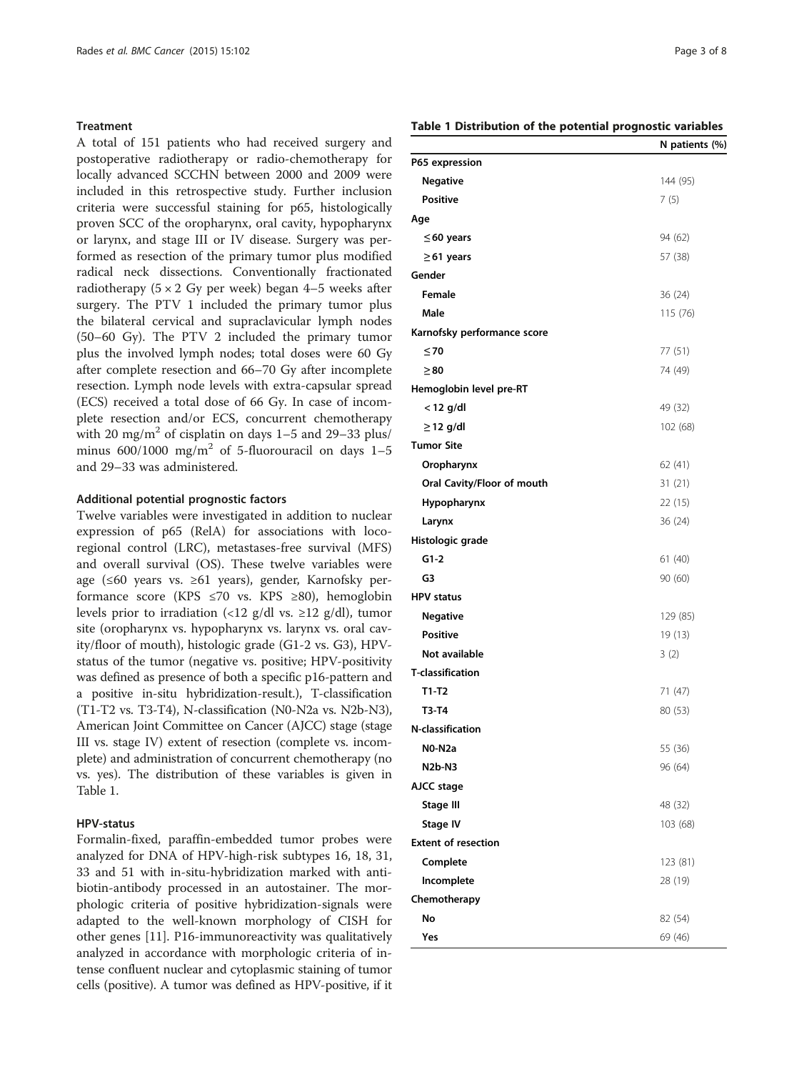### Treatment

A total of 151 patients who had received surgery and postoperative radiotherapy or radio-chemotherapy for locally advanced SCCHN between 2000 and 2009 were included in this retrospective study. Further inclusion criteria were successful staining for p65, histologically proven SCC of the oropharynx, oral cavity, hypopharynx or larynx, and stage III or IV disease. Surgery was performed as resection of the primary tumor plus modified radical neck dissections. Conventionally fractionated radiotherapy (5 × 2 Gy per week) began 4–5 weeks after surgery. The PTV 1 included the primary tumor plus the bilateral cervical and supraclavicular lymph nodes (50–60 Gy). The PTV 2 included the primary tumor plus the involved lymph nodes; total doses were 60 Gy after complete resection and 66–70 Gy after incomplete resection. Lymph node levels with extra-capsular spread (ECS) received a total dose of 66 Gy. In case of incomplete resection and/or ECS, concurrent chemotherapy with 20 mg/m$^2$ of cisplatin on days 1–5 and 29–33 plus/minus 600/1000 mg/m$^2$ of 5-fluorouracil on days 1–5 and 29–33 was administered.

### Additional potential prognostic factors

Twelve variables were investigated in addition to nuclear expression of p65 (RelA) for associations with loco-regional control (LRC), metastases-free survival (MFS) and overall survival (OS). These twelve variables were age (≤60 years vs. ≥61 years), gender, Karnofsky performance score (KPS ≤70 vs. KPS ≥80), hemoglobin levels prior to irradiation (<12 g/dl vs. ≥12 g/dl), tumor site (oropharynx vs. hypopharynx vs. larynx vs. oral cavity/floor of mouth), histologic grade (G1-2 vs. G3), HPV-status of the tumor (negative vs. positive; HPV-positivity was defined as presence of both a specific p16-pattern and a positive in-situ hybridization-result.), T-classification (T1-T2 vs. T3-T4), N-classification (N0-N2a vs. N2b-N3), American Joint Committee on Cancer (AJCC) stage (stage III vs. stage IV) extent of resection (complete vs. incomplete) and administration of concurrent chemotherapy (no vs. yes). The distribution of these variables is given in Table 1.

### HPV-status

Formalin-fixed, paraffin-embedded tumor probes were analyzed for DNA of HPV-high-risk subtypes 16, 18, 31, 33 and 51 with in-situ-hybridization marked with anti-biotin-antibody processed in an autostainer. The morphologic criteria of positive hybridization-signals were adapted to the well-known morphology of CISH for other genes [11]. P16-immunoreactivity was qualitatively analyzed in accordance with morphologic criteria of intense confluent nuclear and cytoplasmic staining of tumor cells (positive). A tumor was defined as HPV-positive, if it

**Table 1 Distribution of the potential prognostic variables**

| | N patients (%) |
|---|---|
| **P65 expression** | |
| **Negative** | 144 (95) |
| **Positive** | 7 (5) |
| **Age** | |
| **≤60 years** | 94 (62) |
| **≥61 years** | 57 (38) |
| **Gender** | |
| **Female** | 36 (24) |
| **Male** | 115 (76) |
| **Karnofsky performance score** | |
| **≤70** | 77 (51) |
| **≥80** | 74 (49) |
| **Hemoglobin level pre-RT** | |
| **< 12 g/dl** | 49 (32) |
| **≥12 g/dl** | 102 (68) |
| **Tumor Site** | |
| **Oropharynx** | 62 (41) |
| **Oral Cavity/Floor of mouth** | 31 (21) |
| **Hypopharynx** | 22 (15) |
| **Larynx** | 36 (24) |
| **Histologic grade** | |
| **G1-2** | 61 (40) |
| **G3** | 90 (60) |
| **HPV status** | |
| **Negative** | 129 (85) |
| **Positive** | 19 (13) |
| **Not available** | 3 (2) |
| **T-classification** | |
| **T1-T2** | 71 (47) |
| **T3-T4** | 80 (53) |
| **N-classification** | |
| **N0-N2a** | 55 (36) |
| **N2b-N3** | 96 (64) |
| **AJCC stage** | |
| **Stage III** | 48 (32) |
| **Stage IV** | 103 (68) |
| **Extent of resection** | |
| **Complete** | 123 (81) |
| **Incomplete** | 28 (19) |
| **Chemotherapy** | |
| **No** | 82 (54) |
| **Yes** | 69 (46) |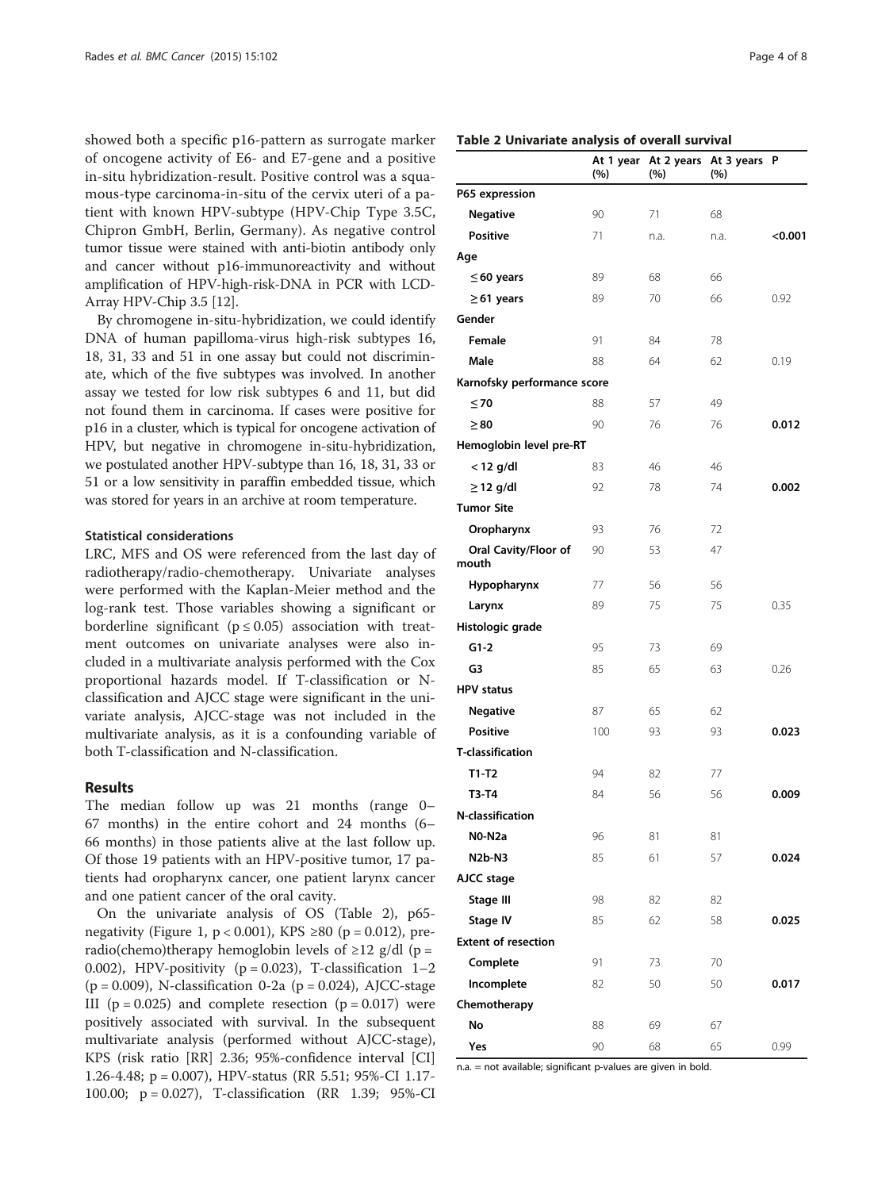showed both a specific p16-pattern as surrogate marker of oncogene activity of E6- and E7-gene and a positive in-situ hybridization-result. Positive control was a squamous-type carcinoma-in-situ of the cervix uteri of a patient with known HPV-subtype (HPV-Chip Type 3.5C, Chipron GmbH, Berlin, Germany). As negative control tumor tissue were stained with anti-biotin antibody only and cancer without p16-immunoreactivity and without amplification of HPV-high-risk-DNA in PCR with LCD-Array HPV-Chip 3.5 [12].

By chromogene in-situ-hybridization, we could identify DNA of human papilloma-virus high-risk subtypes 16, 18, 31, 33 and 51 in one assay but could not discriminate, which of the five subtypes was involved. In another assay we tested for low risk subtypes 6 and 11, but did not found them in carcinoma. If cases were positive for p16 in a cluster, which is typical for oncogene activation of HPV, but negative in chromogene in-situ-hybridization, we postulated another HPV-subtype than 16, 18, 31, 33 or 51 or a low sensitivity in paraffin embedded tissue, which was stored for years in an archive at room temperature.

### Statistical considerations

LRC, MFS and OS were referenced from the last day of radiotherapy/radio-chemotherapy. Univariate analyses were performed with the Kaplan-Meier method and the log-rank test. Those variables showing a significant or borderline significant ($p \leq 0.05$) association with treatment outcomes on univariate analyses were also included in a multivariate analysis performed with the Cox proportional hazards model. If T-classification or N-classification and AJCC stage were significant in the univariate analysis, AJCC stage was not included in the multivariate analysis, as it is a confounding variable of both T-classification and N-classification.

## Results

The median follow up was 21 months (range 0–67 months) in the entire cohort and 24 months (6–66 months) in those patients alive at the last follow up. Of those 19 patients with an HPV-positive tumor, 17 patients had oropharynx cancer, one patient larynx cancer and one patient cancer of the oral cavity.

On the univariate analysis of OS (Table 2), p65-negativity (Figure 1, $p < 0.001$), KPS ≥80 ($p = 0.012$), pre-radio(chemo)therapy hemoglobin levels of ≥12 g/dl ($p = 0.002$), HPV-positivity ($p = 0.023$), T-classification 1–2 ($p = 0.009$), N-classification 0-2a ($p = 0.024$), AJCC-stage III ($p = 0.025$) and complete resection ($p = 0.017$) were positively associated with survival. In the subsequent multivariate analysis (performed without AJCC-stage), KPS (risk ratio [RR] 2.36; 95%-confidence interval [CI] 1.26-4.48; $p = 0.007$), HPV-status (RR 5.51; 95%-CI 1.17-100.00; $p = 0.027$), T-classification (RR 1.39; 95%-CI

**Table 2 Univariate analysis of overall survival**

| | At 1 year (%) | At 2 years (%) | At 3 years (%) | P |
|---|---|---|---|---|
| **P65 expression** | | | | |
| **Negative** | 90 | 71 | 68 | |
| **Positive** | 71 | n.a. | n.a. | **<0.001** |
| **Age** | | | | |
| **≤60 years** | 89 | 68 | 66 | |
| **≥61 years** | 89 | 70 | 66 | 0.92 |
| **Gender** | | | | |
| **Female** | 91 | 84 | 78 | |
| **Male** | 88 | 64 | 62 | 0.19 |
| **Karnofsky performance score** | | | | |
| **≤70** | 88 | 57 | 49 | |
| **≥80** | 90 | 76 | 76 | **0.012** |
| **Hemoglobin level pre-RT** | | | | |
| **< 12 g/dl** | 83 | 46 | 46 | |
| **≥12 g/dl** | 92 | 78 | 74 | **0.002** |
| **Tumor Site** | | | | |
| **Oropharynx** | 93 | 76 | 72 | |
| **Oral Cavity/Floor of mouth** | 90 | 53 | 47 | |
| **Hypopharynx** | 77 | 56 | 56 | |
| **Larynx** | 89 | 75 | 75 | 0.35 |
| **Histologic grade** | | | | |
| **G1-2** | 95 | 73 | 69 | |
| **G3** | 85 | 65 | 63 | 0.26 |
| **HPV status** | | | | |
| **Negative** | 87 | 65 | 62 | |
| **Positive** | 100 | 93 | 93 | **0.023** |
| **T-classification** | | | | |
| **T1-T2** | 94 | 82 | 77 | |
| **T3-T4** | 84 | 56 | 56 | **0.009** |
| **N-classification** | | | | |
| **N0-N2a** | 96 | 81 | 81 | |
| **N2b-N3** | 85 | 61 | 57 | **0.024** |
| **AJCC stage** | | | | |
| **Stage III** | 98 | 82 | 82 | |
| **Stage IV** | 85 | 62 | 58 | **0.025** |
| **Extent of resection** | | | | |
| **Complete** | 91 | 73 | 70 | |
| **Incomplete** | 82 | 50 | 50 | **0.017** |
| **Chemotherapy** | | | | |
| **No** | 88 | 69 | 67 | |
| **Yes** | 90 | 68 | 65 | 0.99 |

n.a. = not available; significant p-values are given in bold.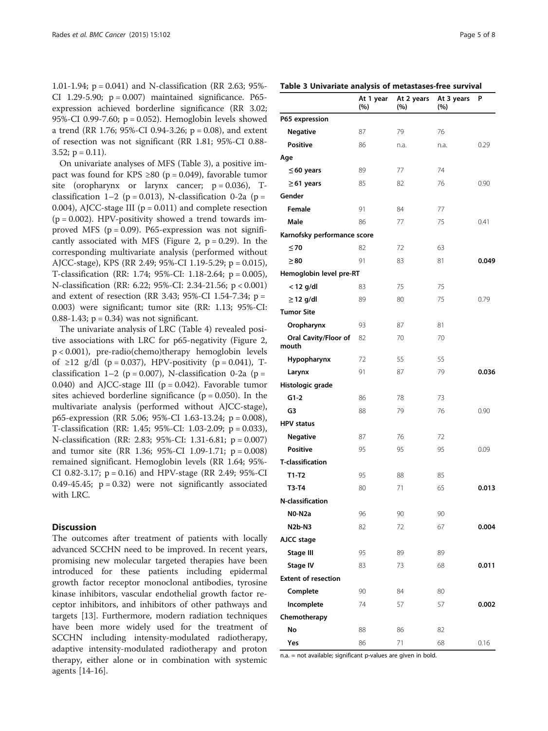1.01-1.94; p = 0.041) and N-classification (RR 2.63; 95%-CI 1.29-5.90; p = 0.007) maintained significance. P65-expression achieved borderline significance (RR 3.02; 95%-CI 0.99-7.60; p = 0.052). Hemoglobin levels showed a trend (RR 1.76; 95%-CI 0.94-3.26; p = 0.08), and extent of resection was not significant (RR 1.81; 95%-CI 0.88-3.52; p = 0.11).

On univariate analyses of MFS (Table 3), a positive impact was found for KPS ≥80 (p = 0.049), favorable tumor site (oropharynx or larynx cancer; p = 0.036), T-classification 1–2 (p = 0.013), N-classification 0-2a (p = 0.004), AJCC-stage III (p = 0.011) and complete resection (p = 0.002). HPV-positivity showed a trend towards improved MFS (p = 0.09). P65-expression was not significantly associated with MFS (Figure 2, p = 0.29). In the corresponding multivariate analysis (performed without AJCC-stage), KPS (RR 2.49; 95%-CI 1.19-5.29; p = 0.015), T-classification (RR: 1.74; 95%-CI: 1.18-2.64; p = 0.005), N-classification (RR: 6.22; 95%-CI: 2.34-21.56; p < 0.001) and extent of resection (RR 3.43; 95%-CI 1.54-7.34; p = 0.003) were significant; tumor site (RR: 1.13; 95%-CI: 0.88-1.43; p = 0.34) was not significant.

The univariate analysis of LRC (Table 4) revealed positive associations with LRC for p65-negativity (Figure 2, p < 0.001), pre-radio(chemo)therapy hemoglobin levels of ≥12 g/dl (p = 0.037), HPV-positivity (p = 0.041), T-classification 1–2 (p = 0.007), N-classification 0-2a (p = 0.040) and AJCC-stage III (p = 0.042). Favorable tumor sites achieved borderline significance (p = 0.050). In the multivariate analysis (performed without AJCC-stage), p65-expression (RR 5.06; 95%-CI 1.63-13.24; p = 0.008), T-classification (RR: 1.45; 95%-CI: 1.03-2.09; p = 0.033), N-classification (RR: 2.83; 95%-CI: 1.31-6.81; p = 0.007) and tumor site (RR 1.36; 95%-CI 1.09-1.71; p = 0.008) remained significant. Hemoglobin levels (RR 1.64; 95%-CI 0.82-3.17; p = 0.16) and HPV-stage (RR 2.49; 95%-CI 0.49-45.45; p = 0.32) were not significantly associated with LRC.

## Discussion

The outcomes after treatment of patients with locally advanced SCCHN need to be improved. In recent years, promising new molecular targeted therapies have been introduced for these patients including epidermal growth factor receptor monoclonal antibodies, tyrosine kinase inhibitors, vascular endothelial growth factor receptor inhibitors, and inhibitors of other pathways and targets [13]. Furthermore, modern radiation techniques have been more widely used for the treatment of SCCHN including intensity-modulated radiotherapy, adaptive intensity-modulated radiotherapy and proton therapy, either alone or in combination with systemic agents [14-16].

**Table 3 Univariate analysis of metastases-free survival**

| | At 1 year (%) | At 2 years (%) | At 3 years (%) | P |
|---|---|---|---|---|
| **P65 expression** | | | | |
| **Negative** | 87 | 79 | 76 | |
| **Positive** | 86 | n.a. | n.a. | 0.29 |
| **Age** | | | | |
| **≤60 years** | 89 | 77 | 74 | |
| **≥61 years** | 85 | 82 | 76 | 0.90 |
| **Gender** | | | | |
| **Female** | 91 | 84 | 77 | |
| **Male** | 86 | 77 | 75 | 0.41 |
| **Karnofsky performance score** | | | | |
| **≤70** | 82 | 72 | 63 | |
| **≥80** | 91 | 83 | 81 | **0.049** |
| **Hemoglobin level pre-RT** | | | | |
| **< 12 g/dl** | 83 | 75 | 75 | |
| **≥12 g/dl** | 89 | 80 | 75 | 0.79 |
| **Tumor Site** | | | | |
| **Oropharynx** | 93 | 87 | 81 | |
| **Oral Cavity/Floor of mouth** | 82 | 70 | 70 | |
| **Hypopharynx** | 72 | 55 | 55 | |
| **Larynx** | 91 | 87 | 79 | **0.036** |
| **Histologic grade** | | | | |
| **G1-2** | 86 | 78 | 73 | |
| **G3** | 88 | 79 | 76 | 0.90 |
| **HPV status** | | | | |
| **Negative** | 87 | 76 | 72 | |
| **Positive** | 95 | 95 | 95 | 0.09 |
| **T-classification** | | | | |
| **T1-T2** | 95 | 88 | 85 | |
| **T3-T4** | 80 | 71 | 65 | **0.013** |
| **N-classification** | | | | |
| **N0-N2a** | 96 | 90 | 90 | |
| **N2b-N3** | 82 | 72 | 67 | **0.004** |
| **AJCC stage** | | | | |
| **Stage III** | 95 | 89 | 89 | |
| **Stage IV** | 83 | 73 | 68 | **0.011** |
| **Extent of resection** | | | | |
| **Complete** | 90 | 84 | 80 | |
| **Incomplete** | 74 | 57 | 57 | **0.002** |
| **Chemotherapy** | | | | |
| **No** | 88 | 86 | 82 | |
| **Yes** | 86 | 71 | 68 | 0.16 |

n.a. = not available; significant p-values are given in bold.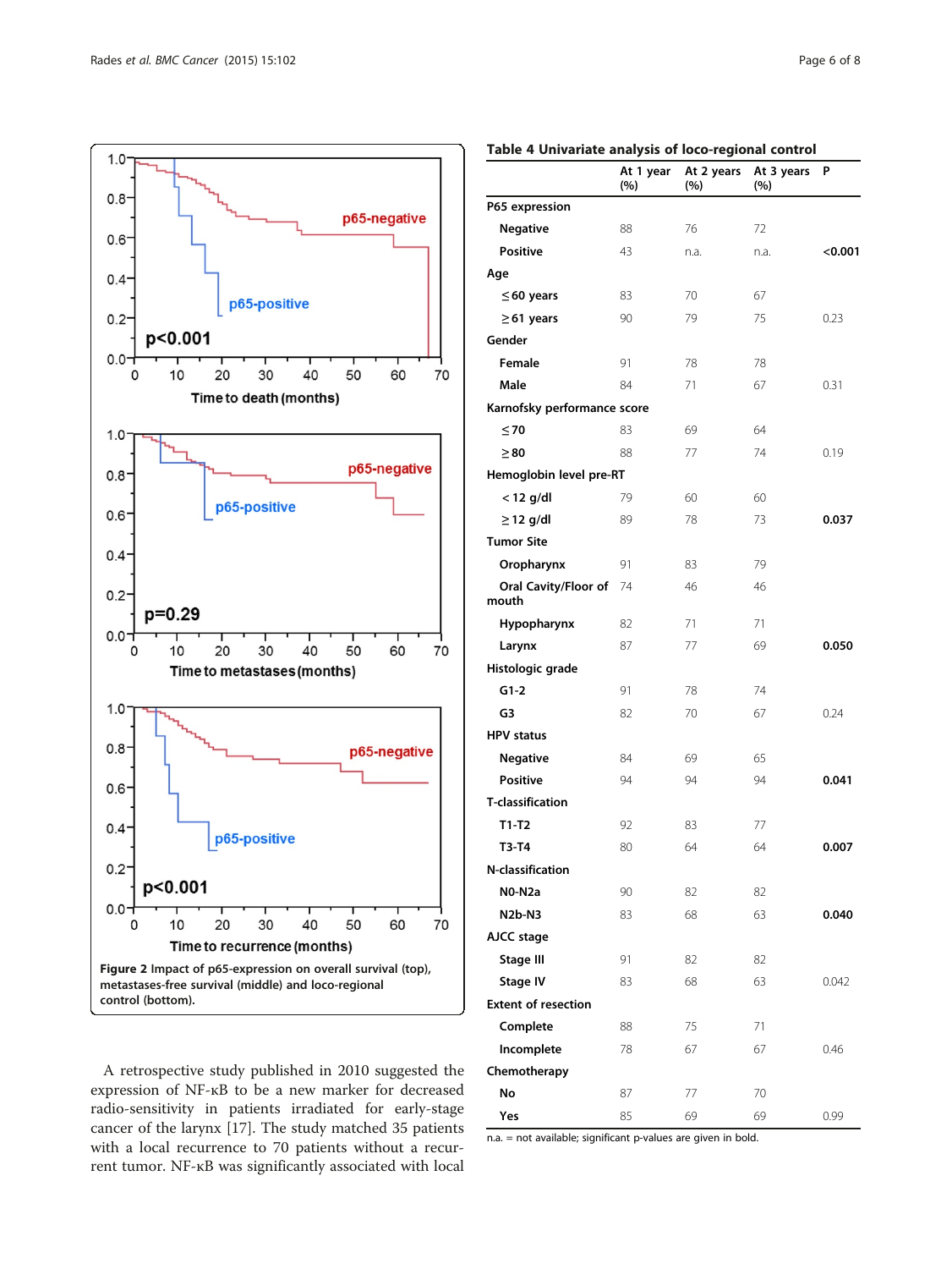Figure 2 Impact of p65-expression on overall survival (top), metastases-free survival (middle) and loco-regional control (bottom).

A retrospective study published in 2010 suggested the expression of NF-κB to be a new marker for decreased radio-sensitivity in patients irradiated for early-stage cancer of the larynx [17]. The study matched 35 patients with a local recurrence to 70 patients without a recurrent tumor. NF-κB was significantly associated with local

**Table 4 Univariate analysis of loco-regional control**

| | At 1 year (%) | At 2 years (%) | At 3 years (%) | P |
|---|---|---|---|---|
| P65 expression | | | | |
| Negative | 88 | 76 | 72 | |
| Positive | 43 | n.a. | n.a. | **<0.001** |
| Age | | | | |
| ≤60 years | 83 | 70 | 67 | |
| ≥61 years | 90 | 79 | 75 | 0.23 |
| Gender | | | | |
| Female | 91 | 78 | 78 | |
| Male | 84 | 71 | 67 | 0.31 |
| Karnofsky performance score | | | | |
| ≤70 | 83 | 69 | 64 | |
| ≥80 | 88 | 77 | 74 | 0.19 |
| Hemoglobin level pre-RT | | | | |
| < 12 g/dl | 79 | 60 | 60 | |
| ≥12 g/dl | 89 | 78 | 73 | **0.037** |
| Tumor Site | | | | |
| Oropharynx | 91 | 83 | 79 | |
| Oral Cavity/Floor of mouth | 74 | 46 | 46 | |
| Hypopharynx | 82 | 71 | 71 | |
| Larynx | 87 | 77 | 69 | **0.050** |
| Histologic grade | | | | |
| G1-2 | 91 | 78 | 74 | |
| G3 | 82 | 70 | 67 | 0.24 |
| HPV status | | | | |
| Negative | 84 | 69 | 65 | |
| Positive | 94 | 94 | 94 | **0.041** |
| T-classification | | | | |
| T1-T2 | 92 | 83 | 77 | |
| T3-T4 | 80 | 64 | 64 | **0.007** |
| N-classification | | | | |
| N0-N2a | 90 | 82 | 82 | |
| N2b-N3 | 83 | 68 | 63 | **0.040** |
| AJCC stage | | | | |
| Stage III | 91 | 82 | 82 | |
| Stage IV | 83 | 68 | 63 | 0.042 |
| Extent of resection | | | | |
| Complete | 88 | 75 | 71 | |
| Incomplete | 78 | 67 | 67 | 0.46 |
| Chemotherapy | | | | |
| No | 87 | 77 | 70 | |
| Yes | 85 | 69 | 69 | 0.99 |

n.a. = not available; significant p-values are given in bold.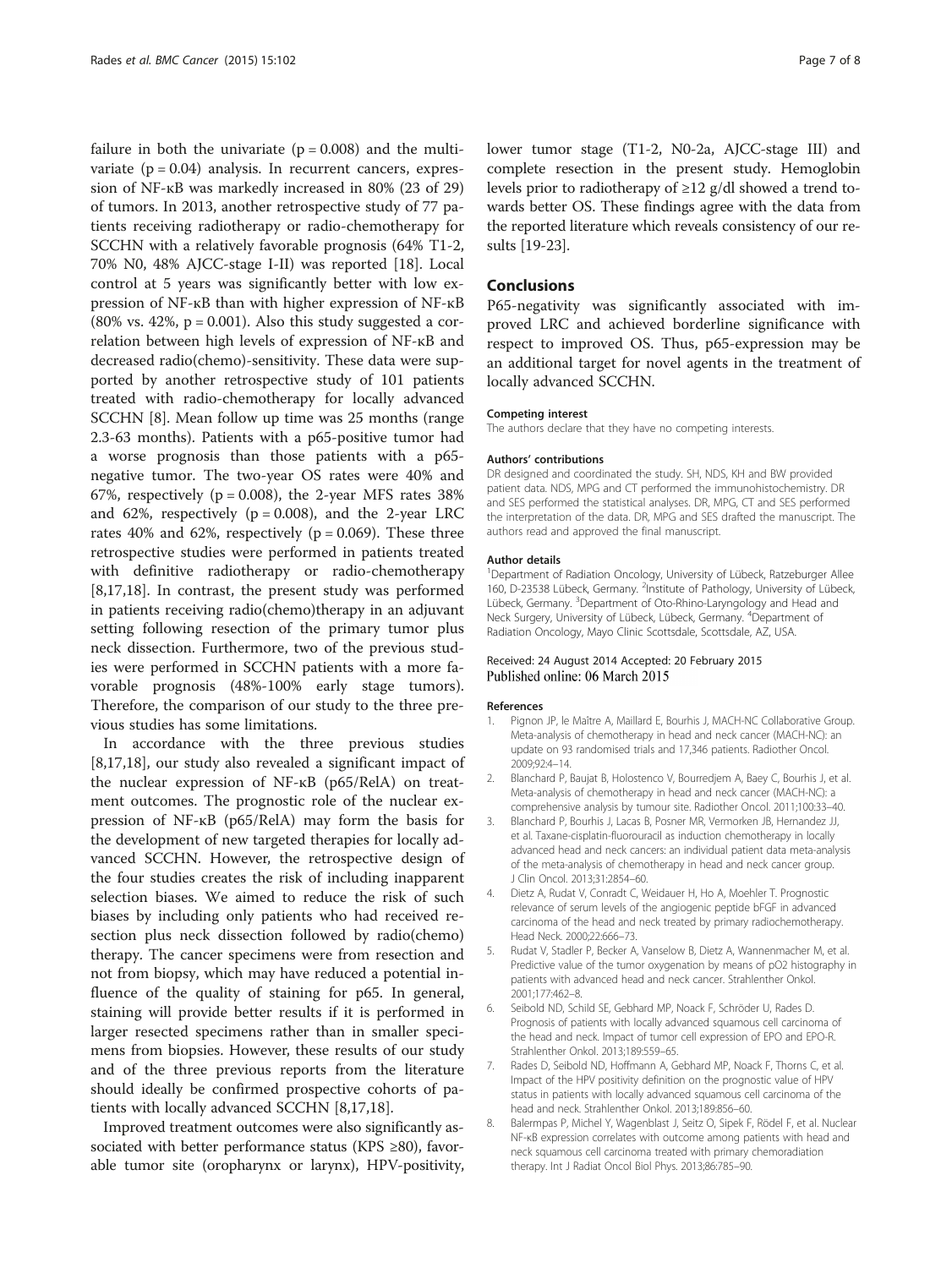failure in both the univariate ($p = 0.008$) and the multivariate ($p = 0.04$) analysis. In recurrent cancers, expression of NF-κB was markedly increased in 80% (23 of 29) of tumors. In 2013, another retrospective study of 77 patients receiving radiotherapy or radio-chemotherapy for SCCHN with a relatively favorable prognosis (64% T1-2, 70% N0, 48% AJCC-stage I-II) was reported [18]. Local control at 5 years was significantly better with low expression of NF-κB than with higher expression of NF-κB (80% vs. 42%, $p = 0.001$). Also this study suggested a correlation between high levels of expression of NF-κB and decreased radio(chemo)-sensitivity. These data were supported by another retrospective study of 101 patients treated with radio-chemotherapy for locally advanced SCCHN [8]. Mean follow up time was 25 months (range 2.3-63 months). Patients with a p65-positive tumor had a worse prognosis than those patients with a p65-negative tumor. The two-year OS rates were 40% and 67%, respectively ($p = 0.008$), the 2-year MFS rates 38% and 62%, respectively ($p = 0.008$), and the 2-year LRC rates 40% and 62%, respectively ($p = 0.069$). These three retrospective studies were performed in patients treated with definitive radiotherapy or radio-chemotherapy [8,17,18]. In contrast, the present study was performed in patients receiving radio(chemo)therapy in an adjuvant setting following resection of the primary tumor plus neck dissection. Furthermore, two of the previous studies were performed in SCCHN patients with a more favorable prognosis (48%-100% early stage tumors). Therefore, the comparison of our study to the three previous studies has some limitations.

In accordance with the three previous studies [8,17,18], our study also revealed a significant impact of the nuclear expression of NF-κB (p65/RelA) on treatment outcomes. The prognostic role of the nuclear expression of NF-κB (p65/RelA) may form the basis for the development of new targeted therapies for locally advanced SCCHN. However, the retrospective design of the four studies creates the risk of including inapparent selection biases. We aimed to reduce the risk of such biases by including only patients who had received resection plus neck dissection followed by radio(chemo) therapy. The cancer specimens were from resection and not from biopsy, which may have reduced a potential influence of the quality of staining for p65. In general, staining will provide better results if it is performed in larger resected specimens rather than in smaller specimens from biopsies. However, these results of our study and of the three previous reports from the literature should ideally be confirmed prospective cohorts of patients with locally advanced SCCHN [8,17,18].

Improved treatment outcomes were also significantly associated with better performance status (KPS ≥80), favorable tumor site (oropharynx or larynx), HPV-positivity, lower tumor stage (T1-2, N0-2a, AJCC-stage III) and complete resection in the present study. Hemoglobin levels prior to radiotherapy of ≥12 g/dl showed a trend towards better OS. These findings agree with the data from the reported literature which reveals consistency of our results [19-23].

## Conclusions

P65-negativity was significantly associated with improved LRC and achieved borderline significance with respect to improved OS. Thus, p65-expression may be an additional target for novel agents in the treatment of locally advanced SCCHN.

#### Competing interest

The authors declare that they have no competing interests.

#### Authors' contributions

DR designed and coordinated the study. SH, NDS, KH and BW provided patient data. NDS, MPG and CT performed the immunohistochemistry. DR and SES performed the statistical analyses. DR, MPG, CT and SES performed the interpretation of the data. DR, MPG and SES drafted the manuscript. The authors read and approved the final manuscript.

#### Author details

[1]Department of Radiation Oncology, University of Lübeck, Ratzeburger Allee 160, D-23538 Lübeck, Germany. [2]Institute of Pathology, University of Lübeck, Lübeck, Germany. [3]Department of Oto-Rhino-Laryngology and Head and Neck Surgery, University of Lübeck, Lübeck, Germany. [4]Department of Radiation Oncology, Mayo Clinic Scottsdale, Scottsdale, AZ, USA.

Received: 24 August 2014 Accepted: 20 February 2015
Published online: 06 March 2015

#### References

1. Pignon JP, le Maître A, Maillard E, Bourhis J, MACH-NC Collaborative Group. Meta-analysis of chemotherapy in head and neck cancer (MACH-NC): an update on 93 randomised trials and 17,346 patients. Radiother Oncol. 2009;92:4–14.
2. Blanchard P, Baujat B, Holostenco V, Bourredjem A, Baey C, Bourhis J, et al. Meta-analysis of chemotherapy in head and neck cancer (MACH-NC): a comprehensive analysis by tumour site. Radiother Oncol. 2011;100:33–40.
3. Blanchard P, Bourhis J, Lacas B, Posner MR, Vermorken JB, Hernandez JJ, et al. Taxane-cisplatin-fluorouracil as induction chemotherapy in locally advanced head and neck cancers: an individual patient data meta-analysis of the meta-analysis of chemotherapy in head and neck cancer group. J Clin Oncol. 2013;31:2854–60.
4. Dietz A, Rudat V, Conradt C, Weidauer H, Ho A, Moehler T. Prognostic relevance of serum levels of the angiogenic peptide bFGF in advanced carcinoma of the head and neck treated by primary radiochemotherapy. Head Neck. 2000;22:666–73.
5. Rudat V, Stadler P, Becker A, Vanselow B, Dietz A, Wannenmacher M, et al. Predictive value of the tumor oxygenation by means of pO2 histography in patients with advanced head and neck cancer. Strahlenther Onkol. 2001;177:462–8.
6. Seibold ND, Schild SE, Gebhard MP, Noack F, Schröder U, Rades D. Prognosis of patients with locally advanced squamous cell carcinoma of the head and neck. Impact of tumor cell expression of EPO and EPO-R. Strahlenther Onkol. 2013;189:559–65.
7. Rades D, Seibold ND, Hoffmann A, Gebhard MP, Noack F, Thorns C, et al. Impact of the HPV positivity definition on the prognostic value of HPV status in patients with locally advanced squamous cell carcinoma of the head and neck. Strahlenther Onkol. 2013;189:856–60.
8. Balermpas P, Michel Y, Wagenblast J, Seitz O, Sipek F, Rödel F, et al. Nuclear NF-κB expression correlates with outcome among patients with head and neck squamous cell carcinoma treated with primary chemoradiation therapy. Int J Radiat Oncol Biol Phys. 2013;86:785–90.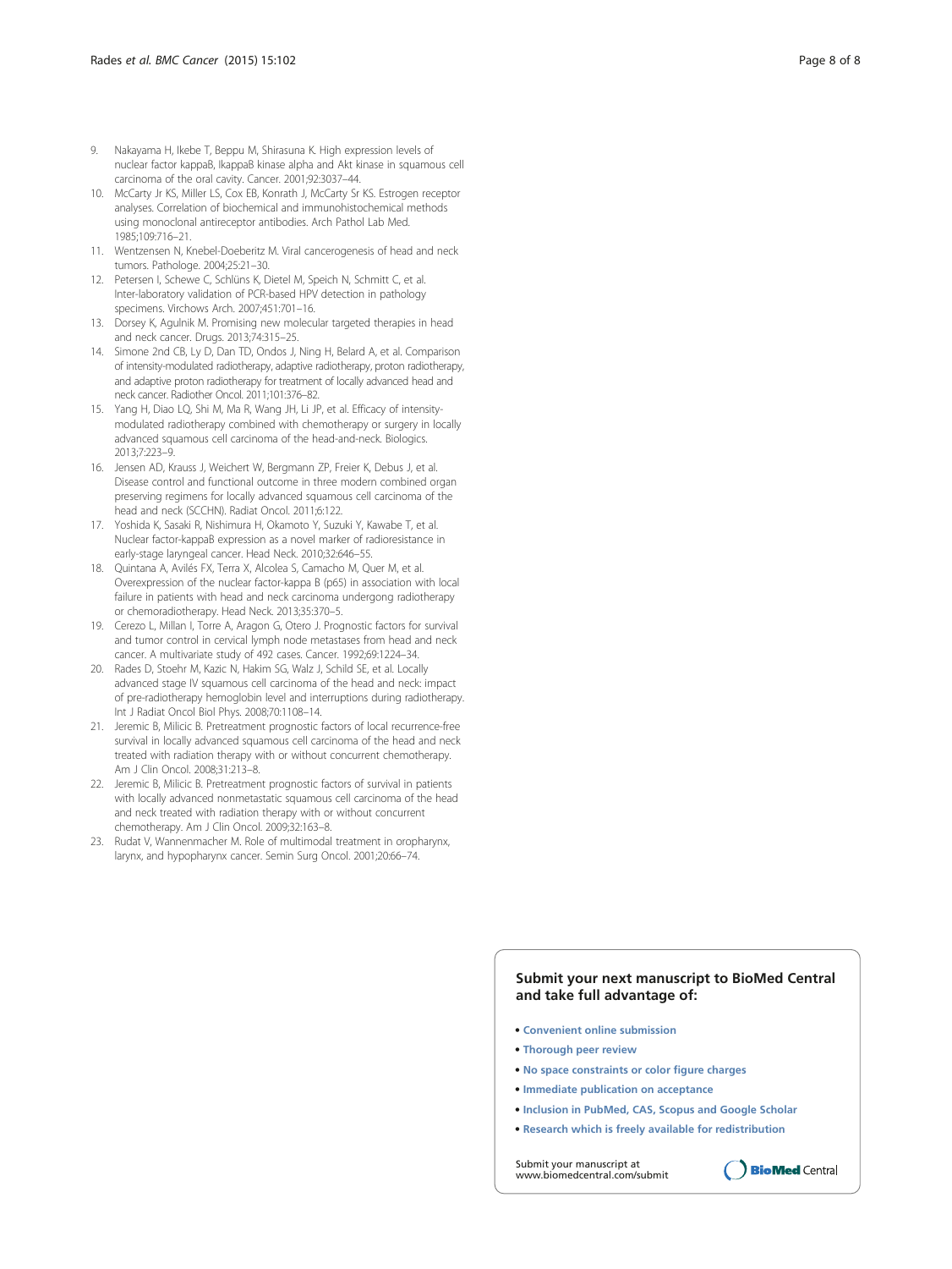9. Nakayama H, Ikebe T, Beppu M, Shirasuna K. High expression levels of nuclear factor kappaB, IkappaB kinase alpha and Akt kinase in squamous cell carcinoma of the oral cavity. Cancer. 2001;92:3037–44.
10. McCarty Jr KS, Miller LS, Cox EB, Konrath J, McCarty Sr KS. Estrogen receptor analyses. Correlation of biochemical and immunohistochemical methods using monoclonal antireceptor antibodies. Arch Pathol Lab Med. 1985;109:716–21.
11. Wentzensen N, Knebel-Doeberitz M. Viral cancerogenesis of head and neck tumors. Pathologe. 2004;25:21–30.
12. Petersen I, Schewe C, Schlüns K, Dietel M, Speich N, Schmitt C, et al. Inter-laboratory validation of PCR-based HPV detection in pathology specimens. Virchows Arch. 2007;451:701–16.
13. Dorsey K, Agulnik M. Promising new molecular targeted therapies in head and neck cancer. Drugs. 2013;74:315–25.
14. Simone 2nd CB, Ly D, Dan TD, Ondos J, Ning H, Belard A, et al. Comparison of intensity-modulated radiotherapy, adaptive radiotherapy, proton radiotherapy, and adaptive proton radiotherapy for treatment of locally advanced head and neck cancer. Radiother Oncol. 2011;101:376–82.
15. Yang H, Diao LQ, Shi M, Ma R, Wang JH, Li JP, et al. Efficacy of intensity-modulated radiotherapy combined with chemotherapy or surgery in locally advanced squamous cell carcinoma of the head-and-neck. Biologics. 2013;7:223–9.
16. Jensen AD, Krauss J, Weichert W, Bergmann ZP, Freier K, Debus J, et al. Disease control and functional outcome in three modern combined organ preserving regimens for locally advanced squamous cell carcinoma of the head and neck (SCCHN). Radiat Oncol. 2011;6:122.
17. Yoshida K, Sasaki R, Nishimura H, Okamoto Y, Suzuki Y, Kawabe T, et al. Nuclear factor-kappaB expression as a novel marker of radioresistance in early-stage laryngeal cancer. Head Neck. 2010;32:646–55.
18. Quintana A, Avilés FX, Terra X, Alcolea S, Camacho M, Quer M, et al. Overexpression of the nuclear factor-kappa B (p65) in association with local failure in patients with head and neck carcinoma undergong radiotherapy or chemoradiotherapy. Head Neck. 2013;35:370–5.
19. Cerezo L, Millan I, Torre A, Aragon G, Otero J. Prognostic factors for survival and tumor control in cervical lymph node metastases from head and neck cancer. A multivariate study of 492 cases. Cancer. 1992;69:1224–34.
20. Rades D, Stoehr M, Kazic N, Hakim SG, Walz J, Schild SE, et al. Locally advanced stage IV squamous cell carcinoma of the head and neck: impact of pre-radiotherapy hemoglobin level and interruptions during radiotherapy. Int J Radiat Oncol Biol Phys. 2008;70:1108–14.
21. Jeremic B, Milicic B. Pretreatment prognostic factors of local recurrence-free survival in locally advanced squamous cell carcinoma of the head and neck treated with radiation therapy with or without concurrent chemotherapy. Am J Clin Oncol. 2008;31:213–8.
22. Jeremic B, Milicic B. Pretreatment prognostic factors of survival in patients with locally advanced nonmetastatic squamous cell carcinoma of the head and neck treated with radiation therapy with or without concurrent chemotherapy. Am J Clin Oncol. 2009;32:163–8.
23. Rudat V, Wannenmacher M. Role of multimodal treatment in oropharynx, larynx, and hypopharynx cancer. Semin Surg Oncol. 2001;20:66–74.

**Submit your next manuscript to BioMed Central and take full advantage of:**

- **Convenient online submission**
- **Thorough peer review**
- **No space constraints or color figure charges**
- **Immediate publication on acceptance**
- **Inclusion in PubMed, CAS, Scopus and Google Scholar**
- **Research which is freely available for redistribution**

Submit your manuscript at www.biomedcentral.com/submit

BioMed Central